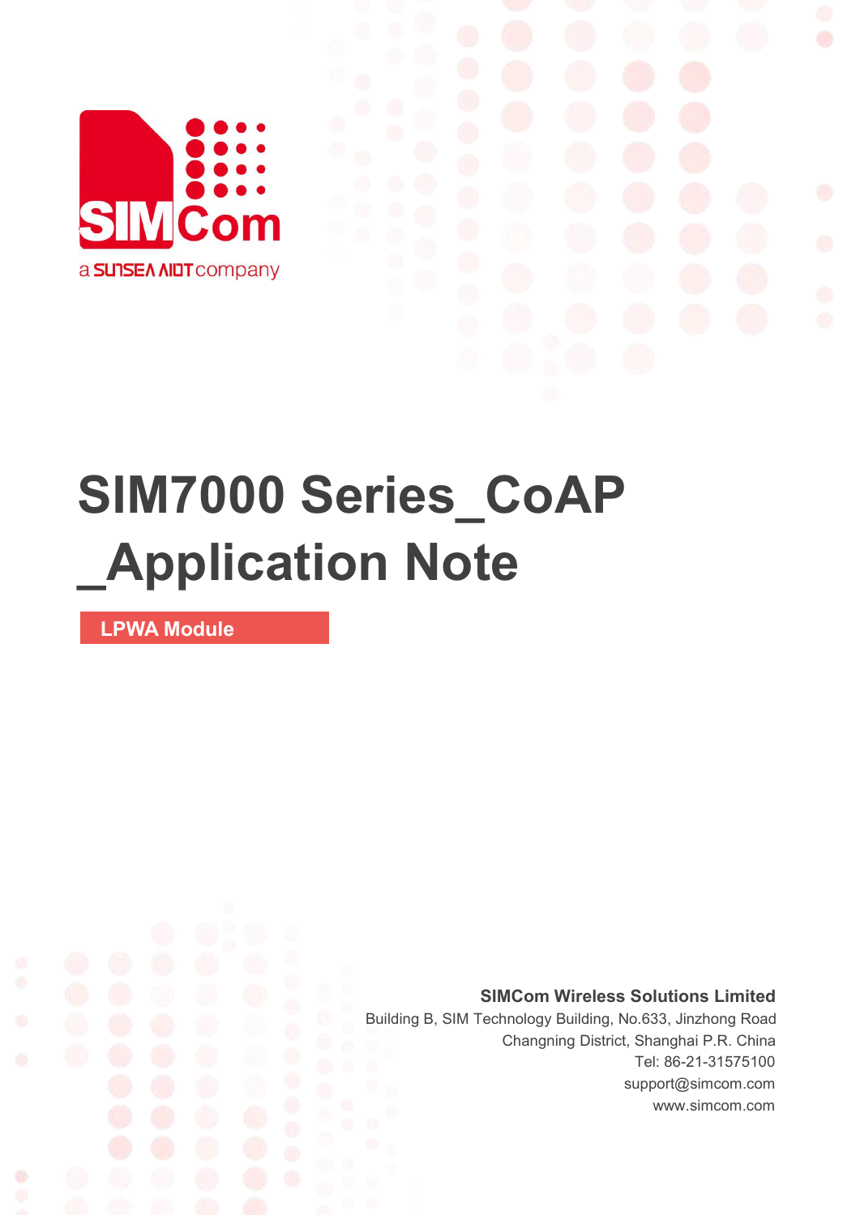SIMCom

a SUNSEA AIOT company

# SIM7000 Series_CoAP _Application Note

**LPWA Module**

**SIMCom Wireless Solutions Limited**

Building B, SIM Technology Building, No.633, Jinzhong Road

Changning District, Shanghai P.R. China

Tel: 86-21-31575100

support@simcom.com

www.simcom.com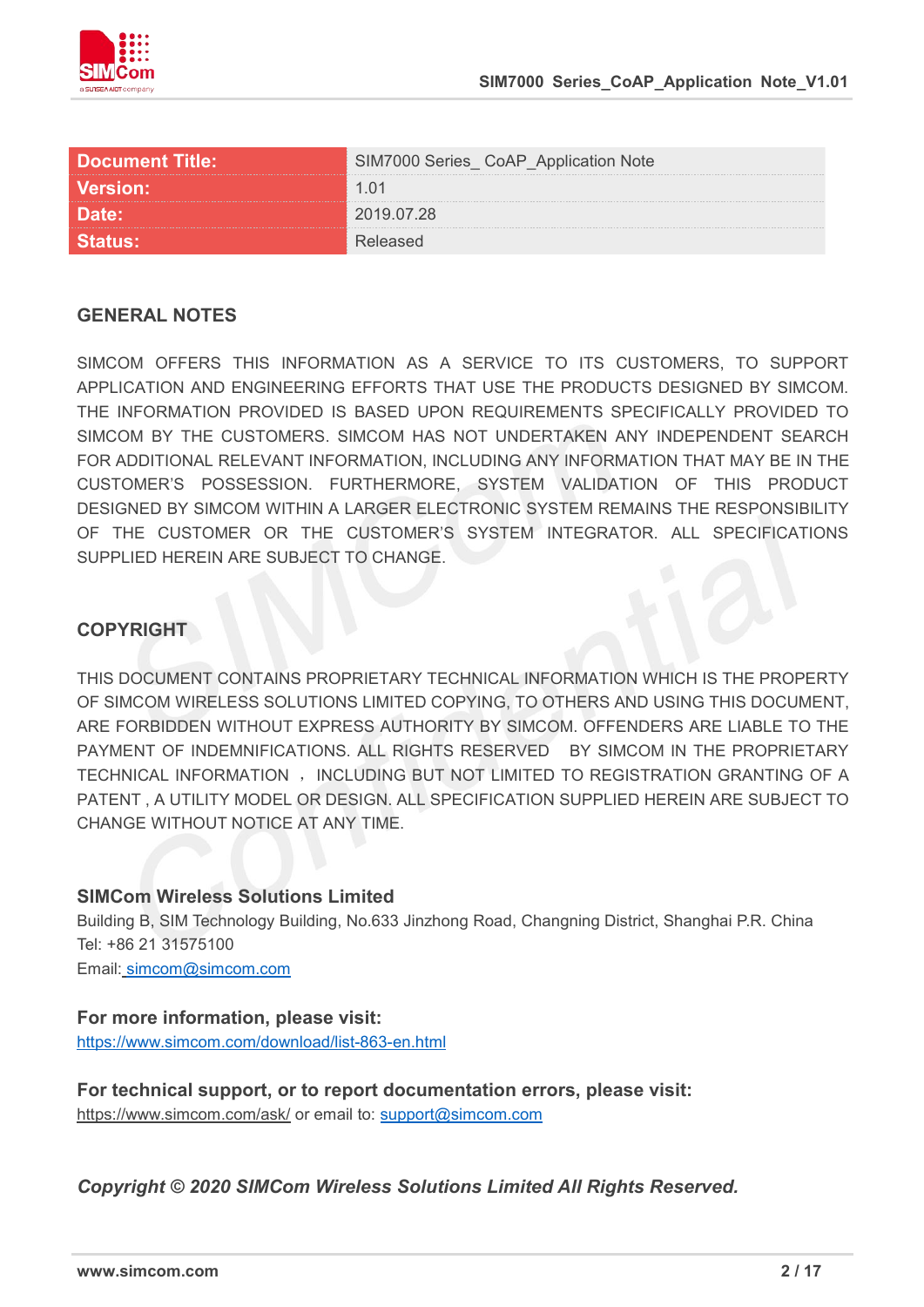| Document Title: | SIM7000 Series_ CoAP_Application Note |
|---|---|
| Version: | 1.01 |
| Date: | 2019.07.28 |
| Status: | Released |

## GENERAL NOTES

SIMCOM OFFERS THIS INFORMATION AS A SERVICE TO ITS CUSTOMERS, TO SUPPORT APPLICATION AND ENGINEERING EFFORTS THAT USE THE PRODUCTS DESIGNED BY SIMCOM. THE INFORMATION PROVIDED IS BASED UPON REQUIREMENTS SPECIFICALLY PROVIDED TO SIMCOM BY THE CUSTOMERS. SIMCOM HAS NOT UNDERTAKEN ANY INDEPENDENT SEARCH FOR ADDITIONAL RELEVANT INFORMATION, INCLUDING ANY INFORMATION THAT MAY BE IN THE CUSTOMER'S POSSESSION. FURTHERMORE, SYSTEM VALIDATION OF THIS PRODUCT DESIGNED BY SIMCOM WITHIN A LARGER ELECTRONIC SYSTEM REMAINS THE RESPONSIBILITY OF THE CUSTOMER OR THE CUSTOMER'S SYSTEM INTEGRATOR. ALL SPECIFICATIONS SUPPLIED HEREIN ARE SUBJECT TO CHANGE.

## COPYRIGHT

THIS DOCUMENT CONTAINS PROPRIETARY TECHNICAL INFORMATION WHICH IS THE PROPERTY OF SIMCOM WIRELESS SOLUTIONS LIMITED COPYING, TO OTHERS AND USING THIS DOCUMENT, ARE FORBIDDEN WITHOUT EXPRESS AUTHORITY BY SIMCOM. OFFENDERS ARE LIABLE TO THE PAYMENT OF INDEMNIFICATIONS. ALL RIGHTS RESERVED BY SIMCOM IN THE PROPRIETARY TECHNICAL INFORMATION ， INCLUDING BUT NOT LIMITED TO REGISTRATION GRANTING OF A PATENT , A UTILITY MODEL OR DESIGN. ALL SPECIFICATION SUPPLIED HEREIN ARE SUBJECT TO CHANGE WITHOUT NOTICE AT ANY TIME.

**SIMCom Wireless Solutions Limited**
Building B, SIM Technology Building, No.633 Jinzhong Road, Changning District, Shanghai P.R. China
Tel: +86 21 31575100
Email: simcom@simcom.com

**For more information, please visit:**
https://www.simcom.com/download/list-863-en.html

**For technical support, or to report documentation errors, please visit:**
https://www.simcom.com/ask/ or email to: support@simcom.com

***Copyright © 2020 SIMCom Wireless Solutions Limited All Rights Reserved.***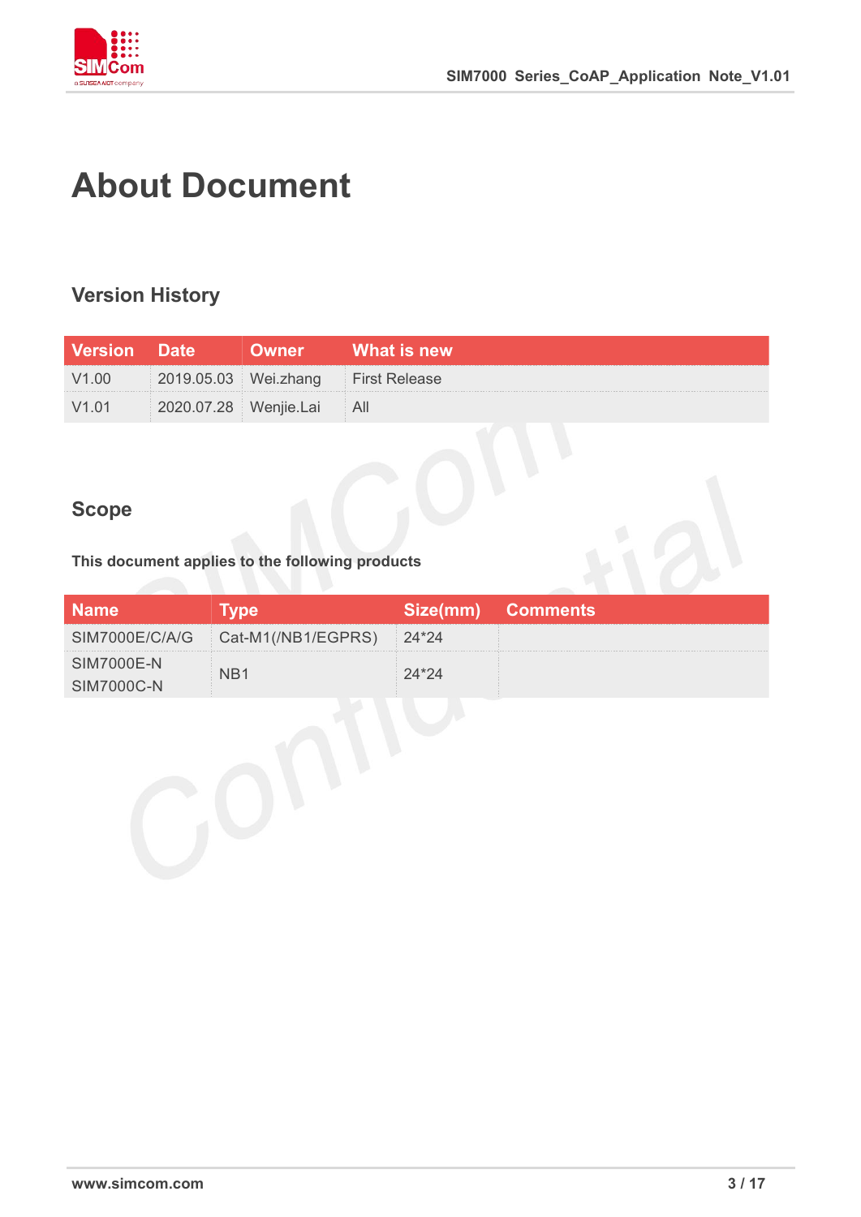# About Document

## Version History

| Version | Date | Owner | What is new |
|---|---|---|---|
| V1.00 | 2019.05.03 | Wei.zhang | First Release |
| V1.01 | 2020.07.28 | Wenjie.Lai | All |

## Scope

**This document applies to the following products**

| Name | Type | Size(mm) | Comments |
|---|---|---|---|
| SIM7000E/C/A/G | Cat-M1(/NB1/EGPRS) | 24*24 | |
| SIM7000E-N<br>SIM7000C-N | NB1 | 24*24 | |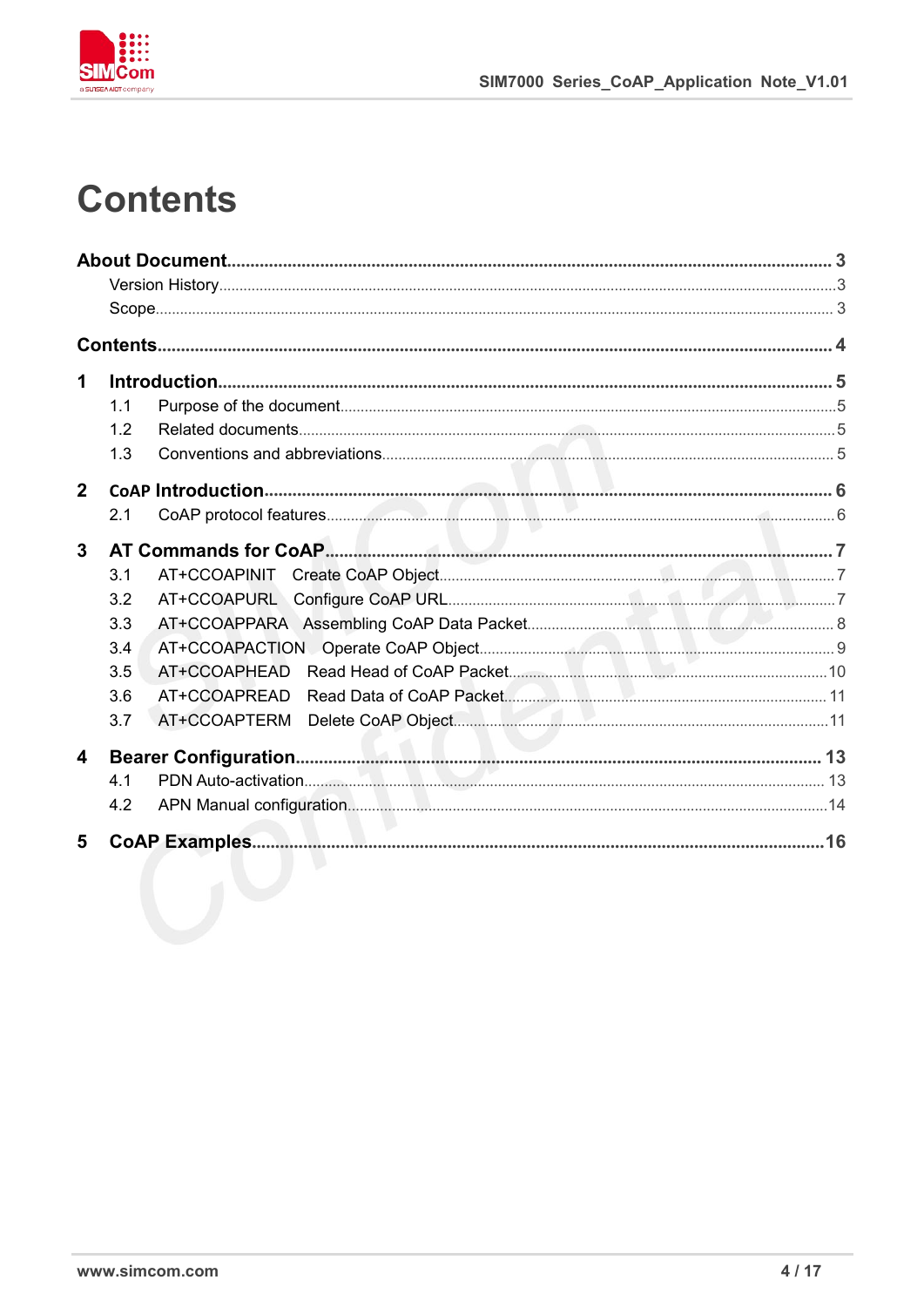# Contents

**About Document** ........................................................ **3**
- Version History ........................................................ 3
- Scope ........................................................ 3

**Contents** ........................................................ **4**

**1 Introduction** ........................................................ **5**
- 1.1 Purpose of the document ........................................................ 5
- 1.2 Related documents ........................................................ 5
- 1.3 Conventions and abbreviations ........................................................ 5

**2 CoAP Introduction** ........................................................ **6**
- 2.1 CoAP protocol features ........................................................ 6

**3 AT Commands for CoAP** ........................................................ **7**
- 3.1 AT+CCOAPINIT Create CoAP Object ........................................................ 7
- 3.2 AT+CCOAPURL Configure CoAP URL ........................................................ 7
- 3.3 AT+CCOAPPARA Assembling CoAP Data Packet ........................................................ 8
- 3.4 AT+CCOAPACTION Operate CoAP Object ........................................................ 9
- 3.5 AT+CCOAPHEAD Read Head of CoAP Packet ........................................................ 10
- 3.6 AT+CCOAPREAD Read Data of CoAP Packet ........................................................ 11
- 3.7 AT+CCOAPTERM Delete CoAP Object ........................................................ 11

**4 Bearer Configuration** ........................................................ **13**
- 4.1 PDN Auto-activation ........................................................ 13
- 4.2 APN Manual configuration ........................................................ 14

**5 CoAP Examples** ........................................................ **16**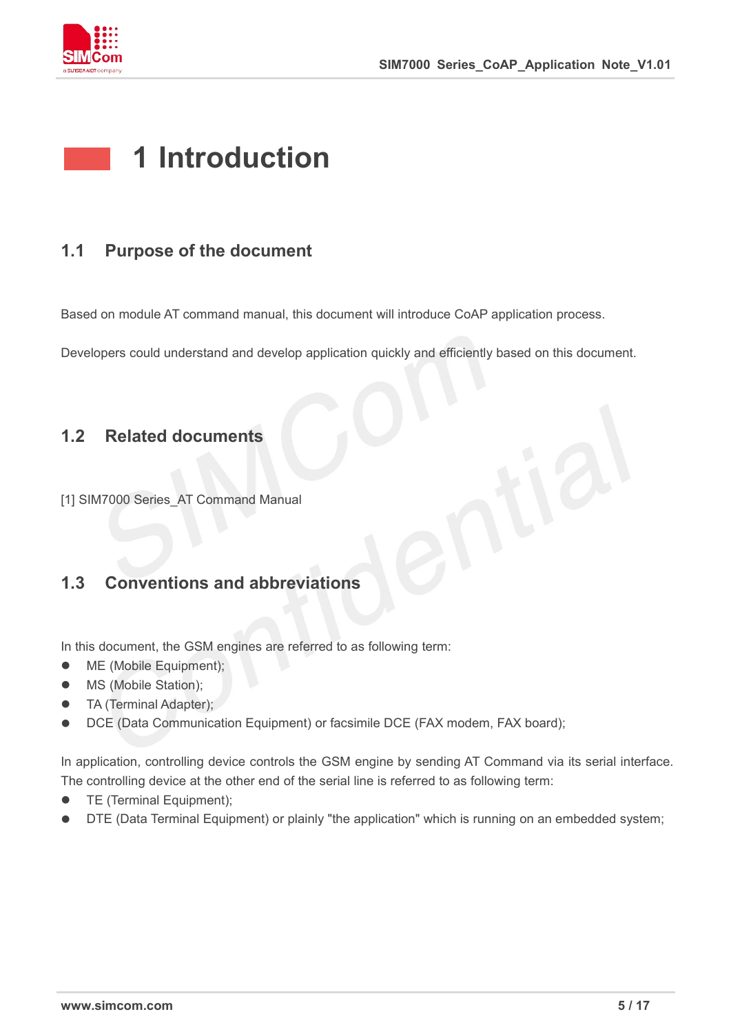# 1 Introduction

## 1.1 Purpose of the document

Based on module AT command manual, this document will introduce CoAP application process.

Developers could understand and develop application quickly and efficiently based on this document.

## 1.2 Related documents

[1] SIM7000 Series_AT Command Manual

## 1.3 Conventions and abbreviations

In this document, the GSM engines are referred to as following term:

- ME (Mobile Equipment);
- MS (Mobile Station);
- TA (Terminal Adapter);
- DCE (Data Communication Equipment) or facsimile DCE (FAX modem, FAX board);

In application, controlling device controls the GSM engine by sending AT Command via its serial interface. The controlling device at the other end of the serial line is referred to as following term:

- TE (Terminal Equipment);
- DTE (Data Terminal Equipment) or plainly "the application" which is running on an embedded system;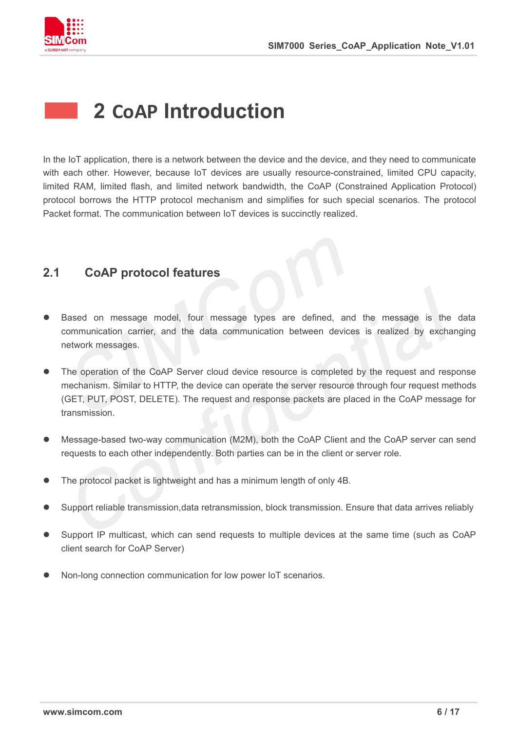# 2 CoAP Introduction

In the IoT application, there is a network between the device and the device, and they need to communicate with each other. However, because IoT devices are usually resource-constrained, limited CPU capacity, limited RAM, limited flash, and limited network bandwidth, the CoAP (Constrained Application Protocol) protocol borrows the HTTP protocol mechanism and simplifies for such special scenarios. The protocol Packet format. The communication between IoT devices is succinctly realized.

## 2.1 CoAP protocol features

- Based on message model, four message types are defined, and the message is the data communication carrier, and the data communication between devices is realized by exchanging network messages.
- The operation of the CoAP Server cloud device resource is completed by the request and response mechanism. Similar to HTTP, the device can operate the server resource through four request methods (GET, PUT, POST, DELETE). The request and response packets are placed in the CoAP message for transmission.
- Message-based two-way communication (M2M), both the CoAP Client and the CoAP server can send requests to each other independently. Both parties can be in the client or server role.
- The protocol packet is lightweight and has a minimum length of only 4B.
- Support reliable transmission,data retransmission, block transmission. Ensure that data arrives reliably
- Support IP multicast, which can send requests to multiple devices at the same time (such as CoAP client search for CoAP Server)
- Non-long connection communication for low power IoT scenarios.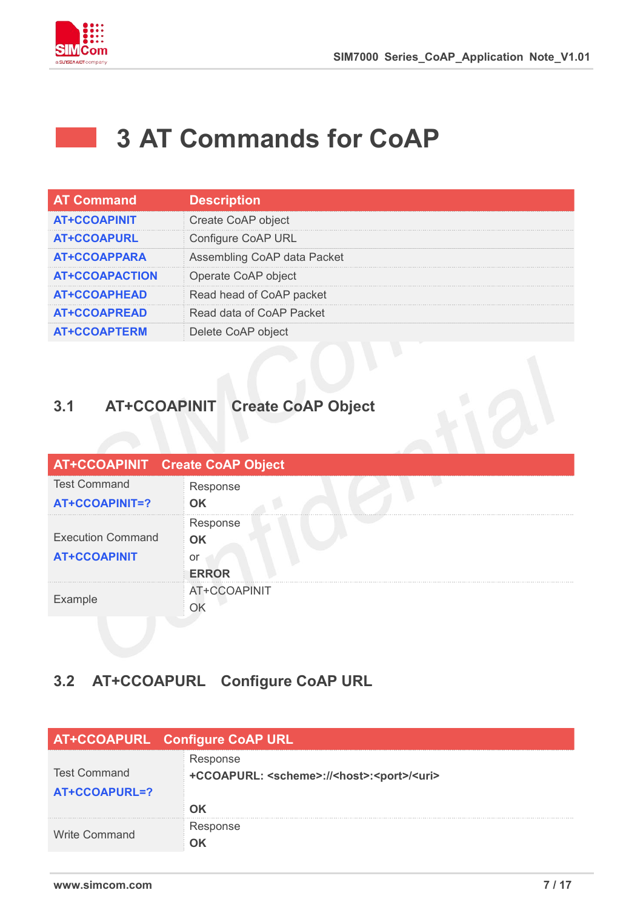# 3 AT Commands for CoAP

| AT Command | Description |
|---|---|
| AT+CCOAPINIT | Create CoAP object |
| AT+CCOAPURL | Configure CoAP URL |
| AT+CCOAPPARA | Assembling CoAP data Packet |
| AT+CCOAPACTION | Operate CoAP object |
| AT+CCOAPHEAD | Read head of CoAP packet |
| AT+CCOAPREAD | Read data of CoAP Packet |
| AT+CCOAPTERM | Delete CoAP object |

## 3.1 AT+CCOAPINIT Create CoAP Object

| AT+CCOAPINIT Create CoAP Object | |
|---|---|
| Test Command<br>**AT+CCOAPINIT=?** | Response<br>**OK** |
| Execution Command<br>**AT+CCOAPINIT** | Response<br>**OK**<br>or<br>**ERROR** |
| Example | AT+CCOAPINIT<br>OK |

## 3.2 AT+CCOAPURL Configure CoAP URL

| AT+CCOAPURL Configure CoAP URL | |
|---|---|
| Test Command<br>**AT+CCOAPURL=?** | Response<br>**+CCOAPURL: <scheme>://<host>:<port>/<uri>**<br><br>**OK** |
| Write Command | Response<br>**OK** |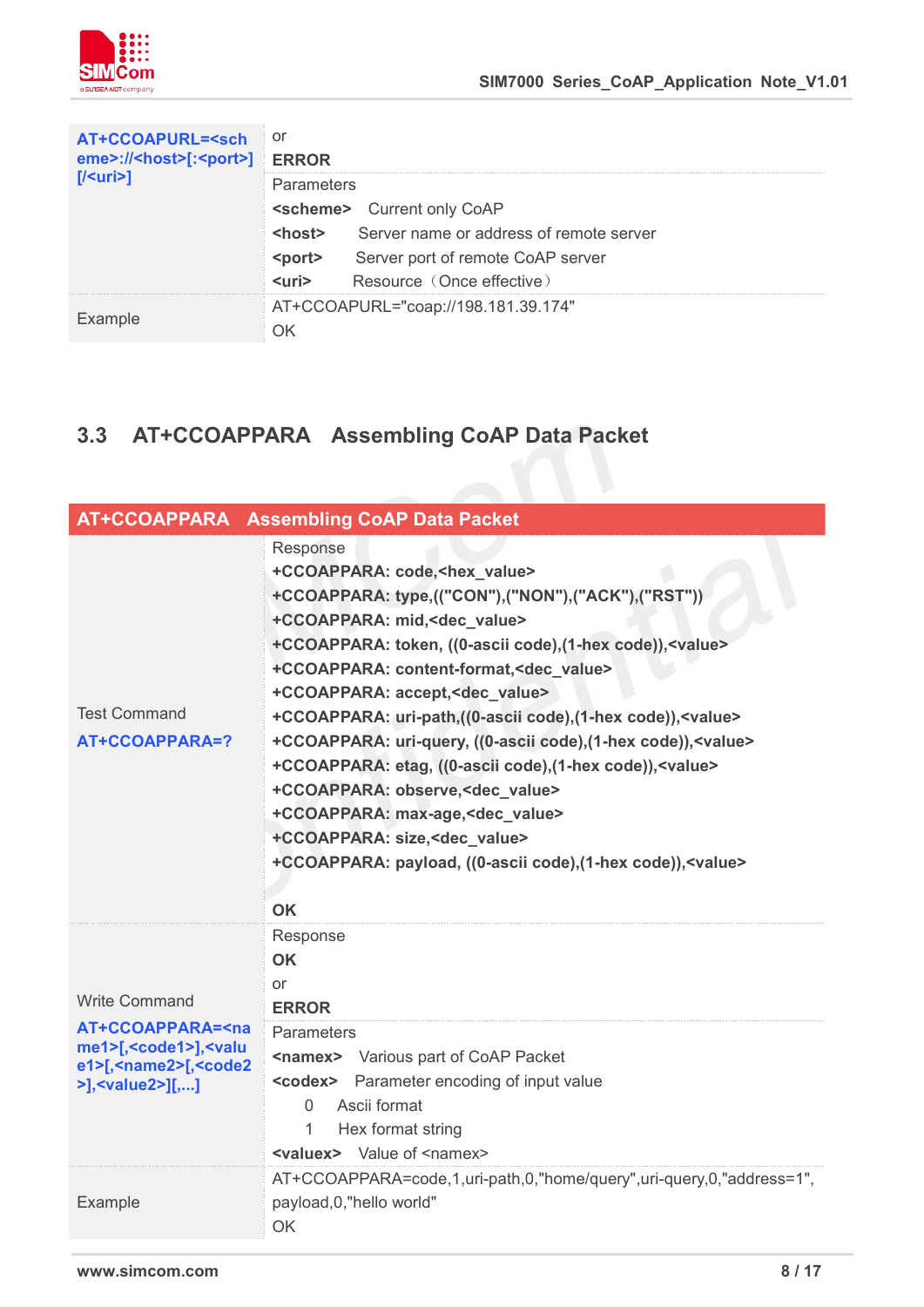| AT+CCOAPURL=<scheme>://<host>[:<port>][/<uri>] | or<br>**ERROR**<br>Parameters<br>**<scheme>** Current only CoAP<br>**<host>** Server name or address of remote server<br>**<port>** Server port of remote CoAP server<br>**<uri>** Resource（Once effective） |
|---|---|
| Example | AT+CCOAPURL="coap://198.181.39.174"<br>OK |

## 3.3 AT+CCOAPPARA Assembling CoAP Data Packet

| AT+CCOAPPARA Assembling CoAP Data Packet | |
|---|---|
| Test Command<br>**AT+CCOAPPARA=?** | Response<br>**+CCOAPPARA: code,<hex_value>**<br>**+CCOAPPARA: type,(("CON"),("NON"),("ACK"),("RST"))**<br>**+CCOAPPARA: mid,<dec_value>**<br>**+CCOAPPARA: token, ((0-ascii code),(1-hex code)),<value>**<br>**+CCOAPPARA: content-format,<dec_value>**<br>**+CCOAPPARA: accept,<dec_value>**<br>**+CCOAPPARA: uri-path,((0-ascii code),(1-hex code)),<value>**<br>**+CCOAPPARA: uri-query, ((0-ascii code),(1-hex code)),<value>**<br>**+CCOAPPARA: etag, ((0-ascii code),(1-hex code)),<value>**<br>**+CCOAPPARA: observe,<dec_value>**<br>**+CCOAPPARA: max-age,<dec_value>**<br>**+CCOAPPARA: size,<dec_value>**<br>**+CCOAPPARA: payload, ((0-ascii code),(1-hex code)),<value>**<br><br>**OK** |
| Write Command<br>**AT+CCOAPPARA=<name1>[,<code1>],<value1>[,<name2>[,<code2>],<value2>][,...]** | Response<br>**OK**<br>or<br>**ERROR**<br>Parameters<br>**<namex>** Various part of CoAP Packet<br>**<codex>** Parameter encoding of input value<br>0 Ascii format<br>1 Hex format string<br>**<valuex>** Value of <namex> |
| Example | AT+CCOAPPARA=code,1,uri-path,0,"home/query",uri-query,0,"address=1",payload,0,"hello world"<br>OK |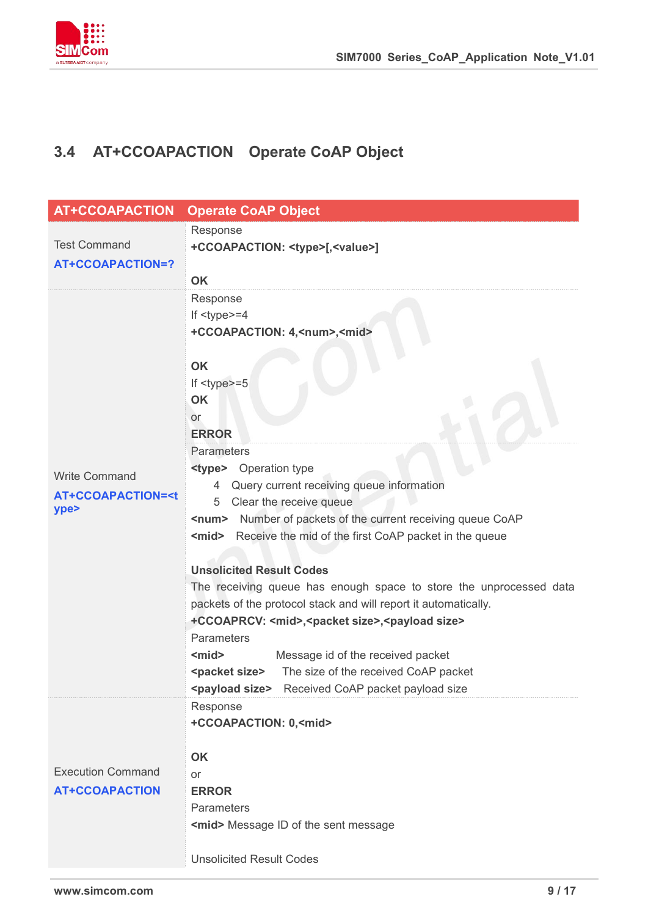## 3.4 AT+CCOAPACTION Operate CoAP Object

| AT+CCOAPACTION | Operate CoAP Object |
|---|---|
| Test Command<br>**AT+CCOAPACTION=?** | Response<br>**+CCOAPACTION: <type>[,<value>]**<br><br>**OK** |
| Write Command<br>**AT+CCOAPACTION=<type>** | Response<br>If <type>=4<br>**+CCOAPACTION: 4,<num>,<mid>**<br><br>**OK**<br>If <type>=5<br>**OK**<br>or<br>**ERROR** |
| | Parameters<br>**<type>** Operation type<br>4 Query current receiving queue information<br>5 Clear the receive queue<br>**<num>** Number of packets of the current receiving queue CoAP<br>**<mid>** Receive the mid of the first CoAP packet in the queue<br><br>**Unsolicited Result Codes**<br>The receiving queue has enough space to store the unprocessed data packets of the protocol stack and will report it automatically.<br>**+CCOAPRCV: <mid>,<packet size>,<payload size>**<br>Parameters<br>**<mid>** Message id of the received packet<br>**<packet size>** The size of the received CoAP packet<br>**<payload size>** Received CoAP packet payload size |
| Execution Command<br>**AT+CCOAPACTION** | Response<br>**+CCOAPACTION: 0,<mid>**<br><br>**OK**<br>or<br>**ERROR**<br>Parameters<br>**<mid>** Message ID of the sent message<br><br>Unsolicited Result Codes |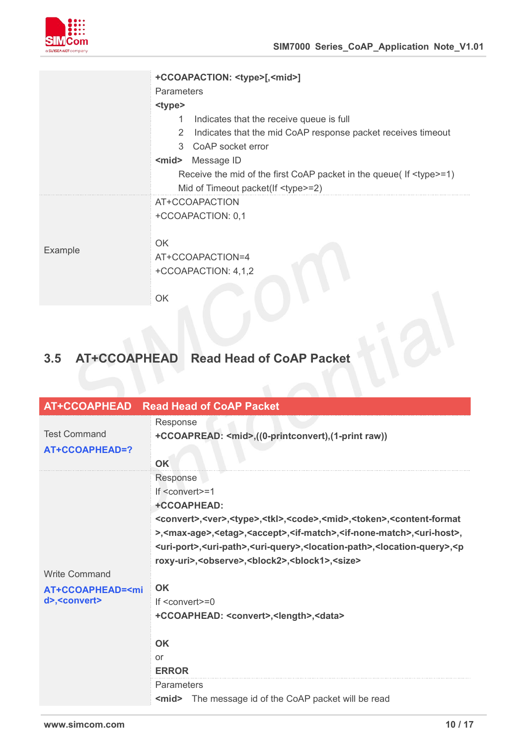| | |
|---|---|
| | **+CCOAPACTION: <type>[,<mid>]**<br>Parameters<br>**<type>**<br>1 Indicates that the receive queue is full<br>2 Indicates that the mid CoAP response packet receives timeout<br>3 CoAP socket error<br>**<mid>** Message ID<br>Receive the mid of the first CoAP packet in the queue( If <type>=1)<br>Mid of Timeout packet(If <type>=2) |
| Example | AT+CCOAPACTION<br>+CCOAPACTION: 0,1<br><br>OK<br>AT+CCOAPACTION=4<br>+CCOAPACTION: 4,1,2<br><br>OK |

## 3.5 AT+CCOAPHEAD Read Head of CoAP Packet

| AT+CCOAPHEAD Read Head of CoAP Packet | |
|---|---|
| Test Command<br>**AT+CCOAPHEAD=?** | Response<br>**+CCOAPREAD: <mid>,((0-printconvert),(1-print raw))**<br><br>**OK** |
| Write Command<br>**AT+CCOAPHEAD=<mid>,<convert>** | Response<br>If <convert>=1<br>**+CCOAPHEAD: <convert>,<ver>,<type>,<tkl>,<code>,<mid>,<token>,<content-format>,<max-age>,<etag>,<accept>,<if-match>,<if-none-match>,<uri-host>,<uri-port>,<uri-path>,<uri-query>,<location-path>,<location-query>,<proxy-uri>,<observe>,<block2>,<block1>,<size>**<br><br>**OK**<br>If <convert>=0<br>**+CCOAPHEAD: <convert>,<length>,<data>**<br><br>**OK**<br>or<br>**ERROR** |
| | Parameters<br>**<mid>** The message id of the CoAP packet will be read |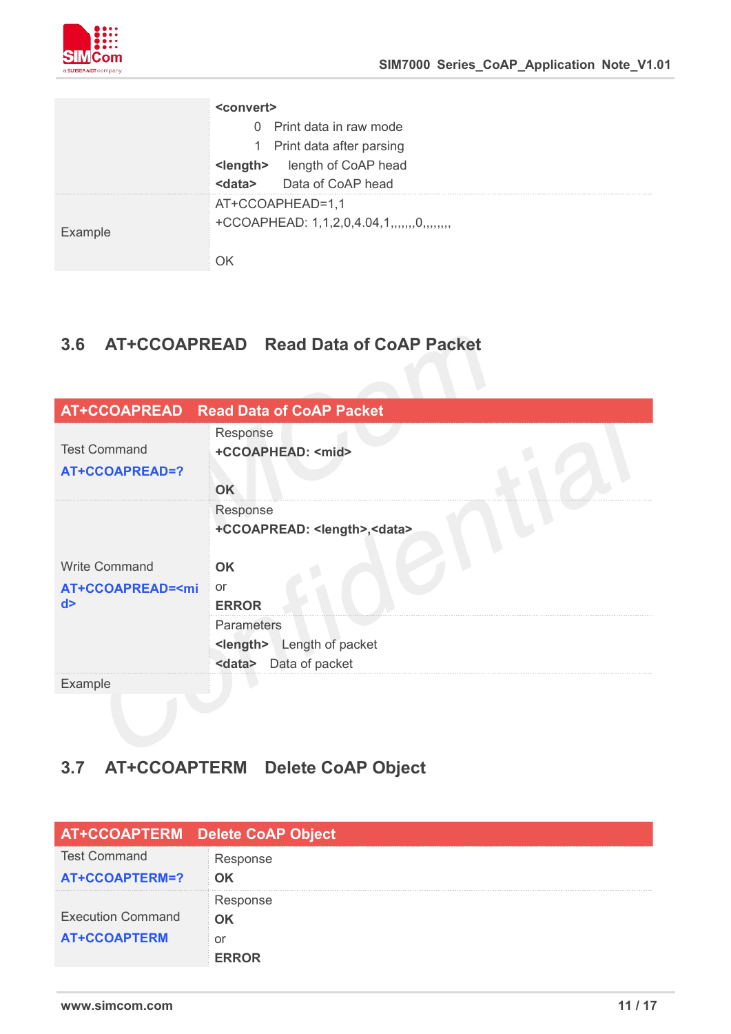| | |
|---|---|
| | **<convert>**<br>0 Print data in raw mode<br>1 Print data after parsing<br>**<length>** length of CoAP head<br>**<data>** Data of CoAP head |
| Example | AT+CCOAPHEAD=1,1<br>+CCOAPHEAD: 1,1,2,0,4.04,1,,,,,,,0,,,,,,,,<br><br>OK |

## 3.6 AT+CCOAPREAD Read Data of CoAP Packet

| **AT+CCOAPREAD** | **Read Data of CoAP Packet** |
|---|---|
| Test Command<br>**AT+CCOAPREAD=?** | Response<br>**+CCOAPHEAD: <mid>**<br><br>**OK** |
| Write Command<br>**AT+CCOAPREAD=<mid>** | Response<br>**+CCOAPREAD: <length>,<data>**<br><br>**OK**<br>or<br>**ERROR**<br>Parameters<br>**<length>** Length of packet<br>**<data>** Data of packet |
| Example | |

## 3.7 AT+CCOAPTERM Delete CoAP Object

| **AT+CCOAPTERM** | **Delete CoAP Object** |
|---|---|
| Test Command<br>**AT+CCOAPTERM=?** | Response<br>**OK** |
| Execution Command<br>**AT+CCOAPTERM** | Response<br>**OK**<br>or<br>**ERROR** |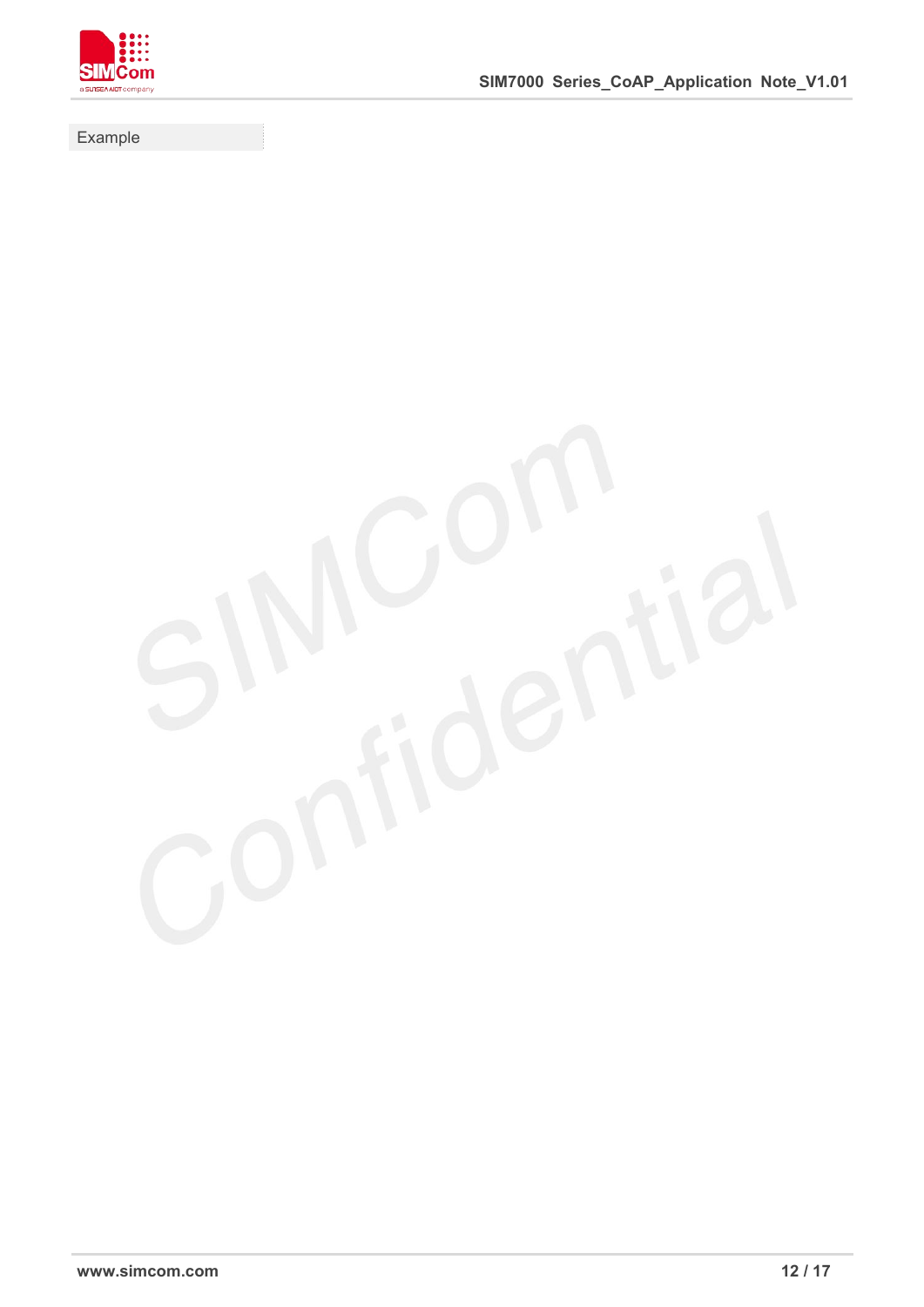| Example |
|---|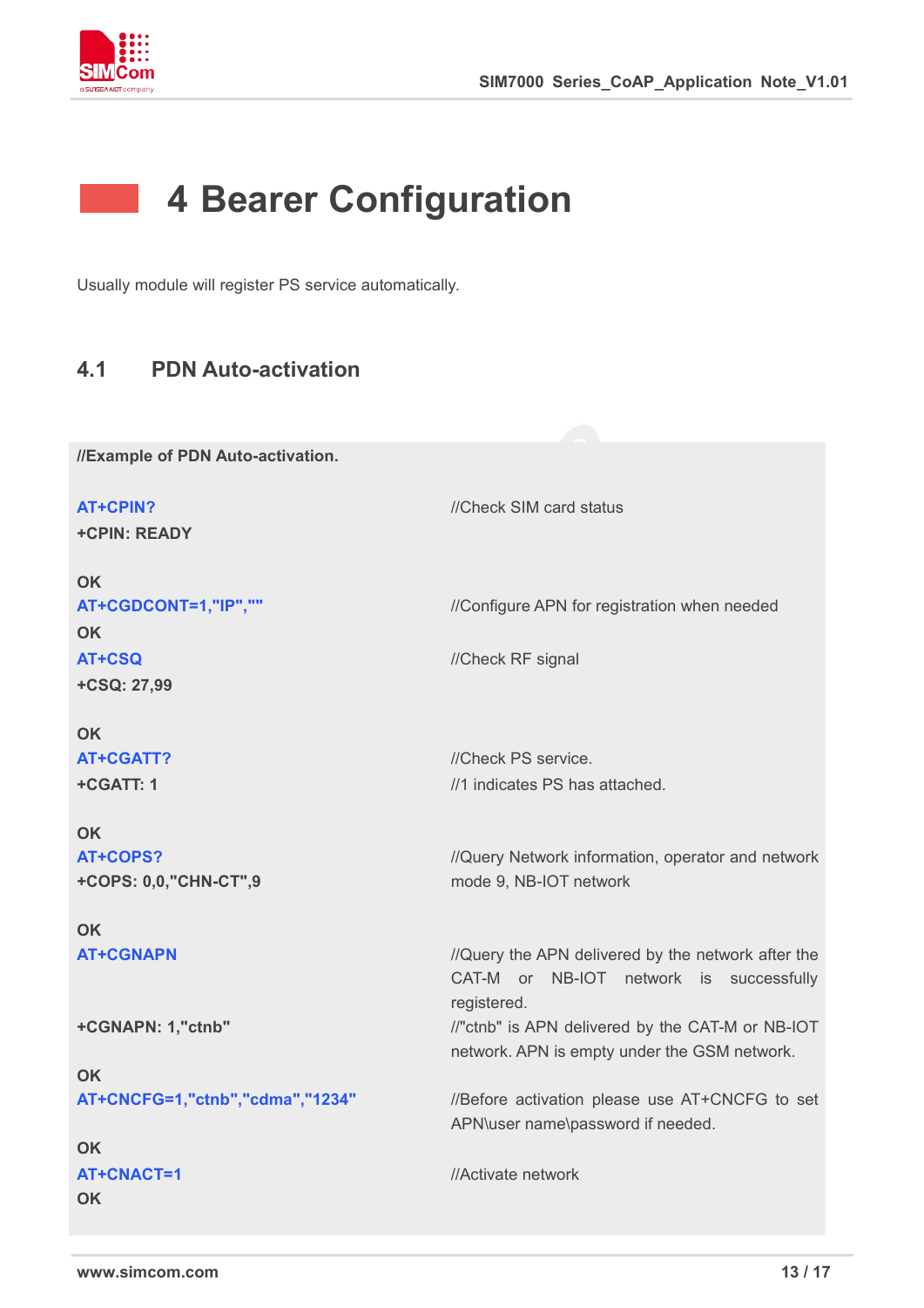# 4 Bearer Configuration

Usually module will register PS service automatically.

## 4.1 PDN Auto-activation

**//Example of PDN Auto-activation.**

| | |
|---|---|
| **AT+CPIN?** | //Check SIM card status |
| **+CPIN: READY** | |
| **OK** | |
| **AT+CGDCONT=1,"IP",""** | //Configure APN for registration when needed |
| **OK** | |
| **AT+CSQ** | //Check RF signal |
| **+CSQ: 27,99** | |
| **OK** | |
| **AT+CGATT?** | //Check PS service. |
| **+CGATT: 1** | //1 indicates PS has attached. |
| **OK** | |
| **AT+COPS?** | //Query Network information, operator and network |
| **+COPS: 0,0,"CHN-CT",9** | mode 9, NB-IOT network |
| **OK** | |
| **AT+CGNAPN** | //Query the APN delivered by the network after the CAT-M or NB-IOT network is successfully registered. |
| **+CGNAPN: 1,"ctnb"** | //"ctnb" is APN delivered by the CAT-M or NB-IOT network. APN is empty under the GSM network. |
| **OK** | |
| **AT+CNCFG=1,"ctnb","cdma","1234"** | //Before activation please use AT+CNCFG to set APN\user name\password if needed. |
| **OK** | |
| **AT+CNACT=1** | //Activate network |
| **OK** | |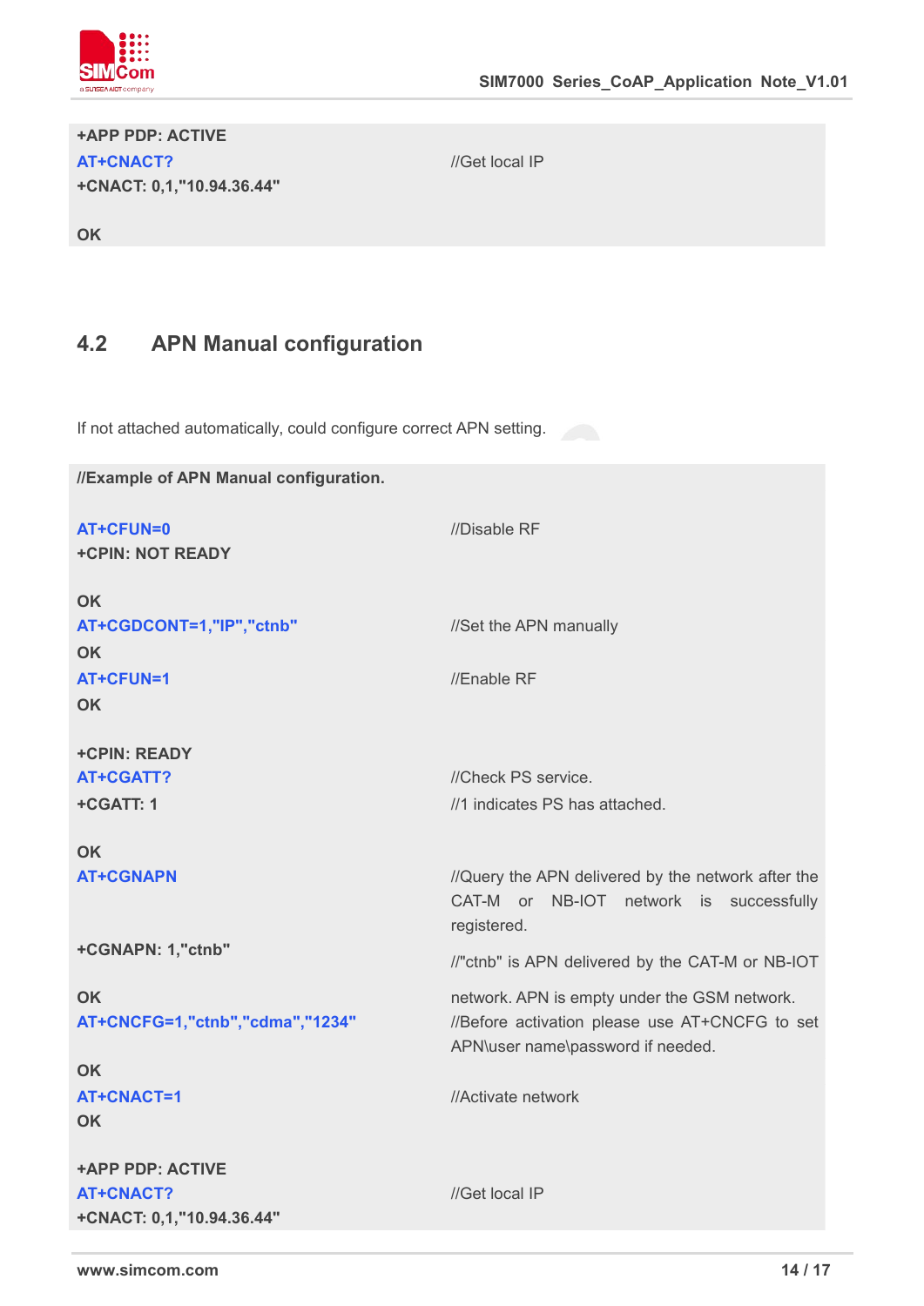```
+APP PDP: ACTIVE
AT+CNACT?                                  //Get local IP
+CNACT: 0,1,"10.94.36.44"

OK
```

## 4.2 APN Manual configuration

If not attached automatically, could configure correct APN setting.

```
//Example of APN Manual configuration.

AT+CFUN=0                                  //Disable RF
+CPIN: NOT READY

OK
AT+CGDCONT=1,"IP","ctnb"                   //Set the APN manually
OK
AT+CFUN=1                                  //Enable RF
OK

+CPIN: READY
AT+CGATT?                                  //Check PS service.
+CGATT: 1                                  //1 indicates PS has attached.

OK
AT+CGNAPN                                  //Query the APN delivered by the network after the
                                           CAT-M or NB-IOT network is successfully
                                           registered.
+CGNAPN: 1,"ctnb"                          //"ctnb" is APN delivered by the CAT-M or NB-IOT

OK                                         network. APN is empty under the GSM network.
AT+CNCFG=1,"ctnb","cdma","1234"            //Before activation please use AT+CNCFG to set
                                           APN\user name\password if needed.
OK
AT+CNACT=1                                 //Activate network
OK

+APP PDP: ACTIVE
AT+CNACT?                                  //Get local IP
+CNACT: 0,1,"10.94.36.44"
```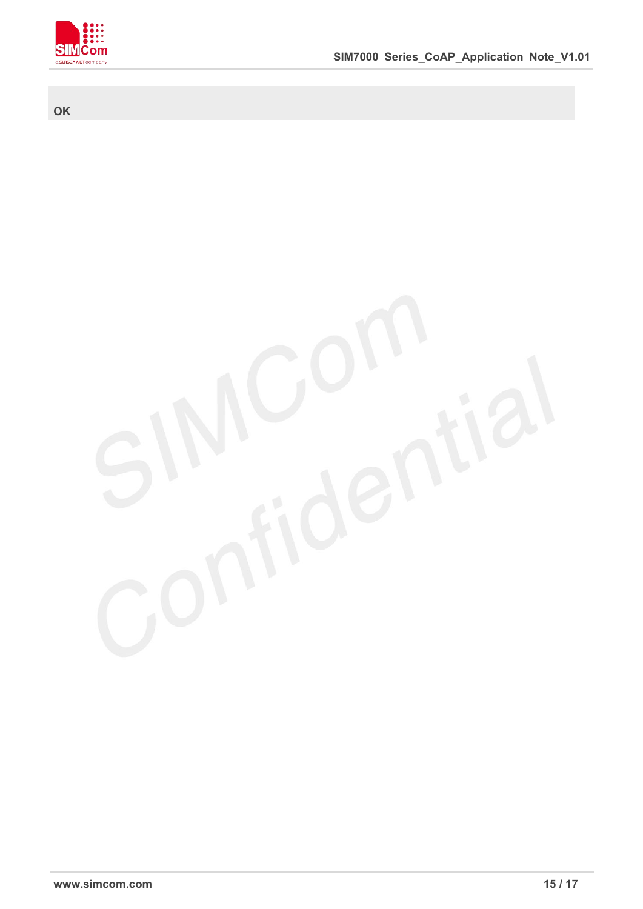```
OK
```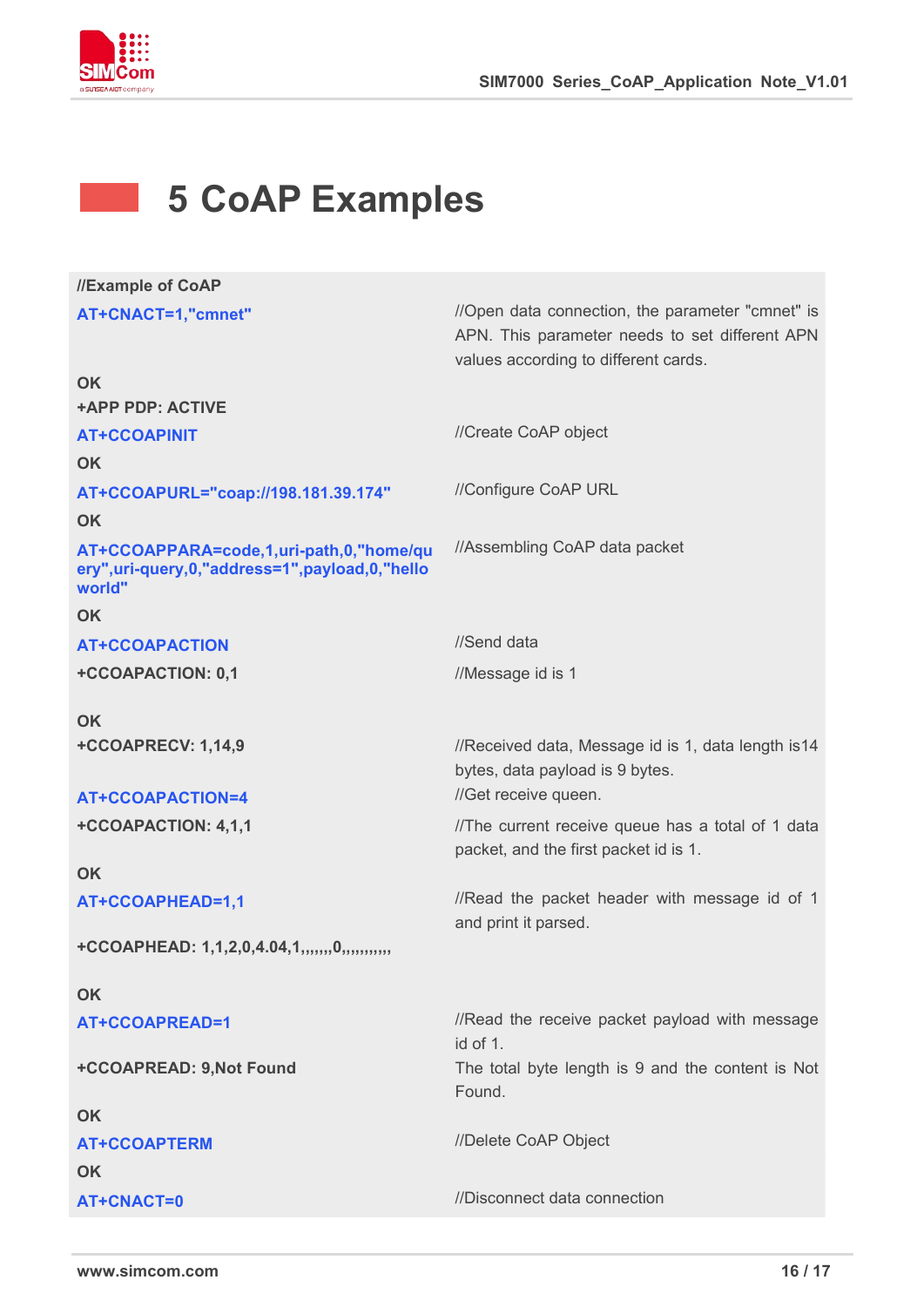# 5 CoAP Examples

| //Example of CoAP | |
|---|---|
| AT+CNACT=1,"cmnet" | //Open data connection, the parameter "cmnet" is APN. This parameter needs to set different APN values according to different cards. |
| OK | |
| +APP PDP: ACTIVE | |
| AT+CCOAPINIT | //Create CoAP object |
| OK | |
| AT+CCOAPURL="coap://198.181.39.174" | //Configure CoAP URL |
| OK | |
| AT+CCOAPPARA=code,1,uri-path,0,"home/query",uri-query,0,"address=1",payload,0,"hello world" | //Assembling CoAP data packet |
| OK | |
| AT+CCOAPACTION | //Send data |
| +CCOAPACTION: 0,1 | //Message id is 1 |
| OK | |
| +CCOAPRECV: 1,14,9 | //Received data, Message id is 1, data length is14 bytes, data payload is 9 bytes. |
| AT+CCOAPACTION=4 | //Get receive queen. |
| +CCOAPACTION: 4,1,1 | //The current receive queue has a total of 1 data packet, and the first packet id is 1. |
| OK | |
| AT+CCOAPHEAD=1,1 | //Read the packet header with message id of 1 and print it parsed. |
| +CCOAPHEAD: 1,1,2,0,4.04,1,,,,,,,0,,,,,,,,,,, | |
| OK | |
| AT+CCOAPREAD=1 | //Read the receive packet payload with message id of 1. |
| +CCOAPREAD: 9,Not Found | The total byte length is 9 and the content is Not Found. |
| OK | |
| AT+CCOAPTERM | //Delete CoAP Object |
| OK | |
| AT+CNACT=0 | //Disconnect data connection |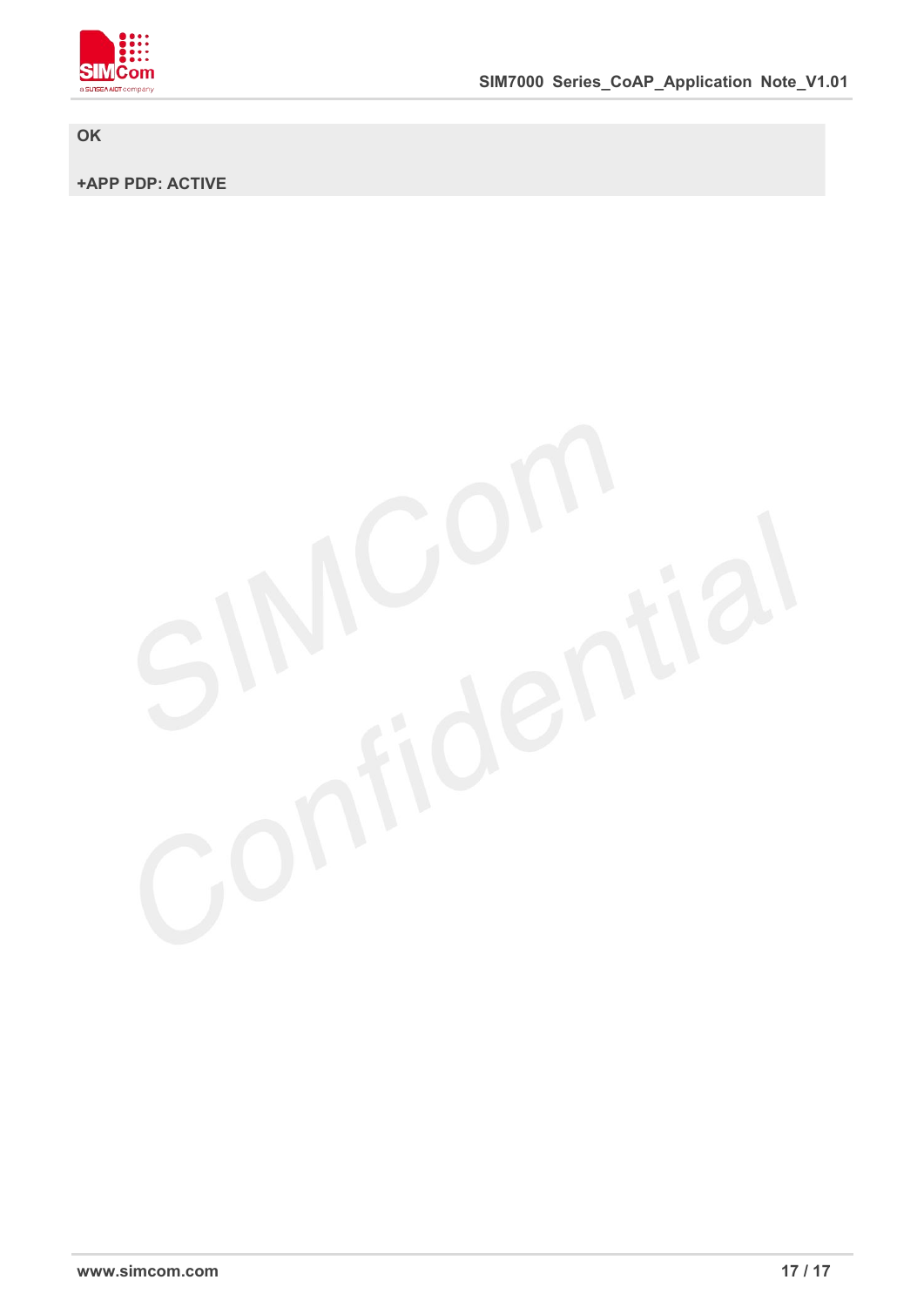```
OK

+APP PDP: ACTIVE
```